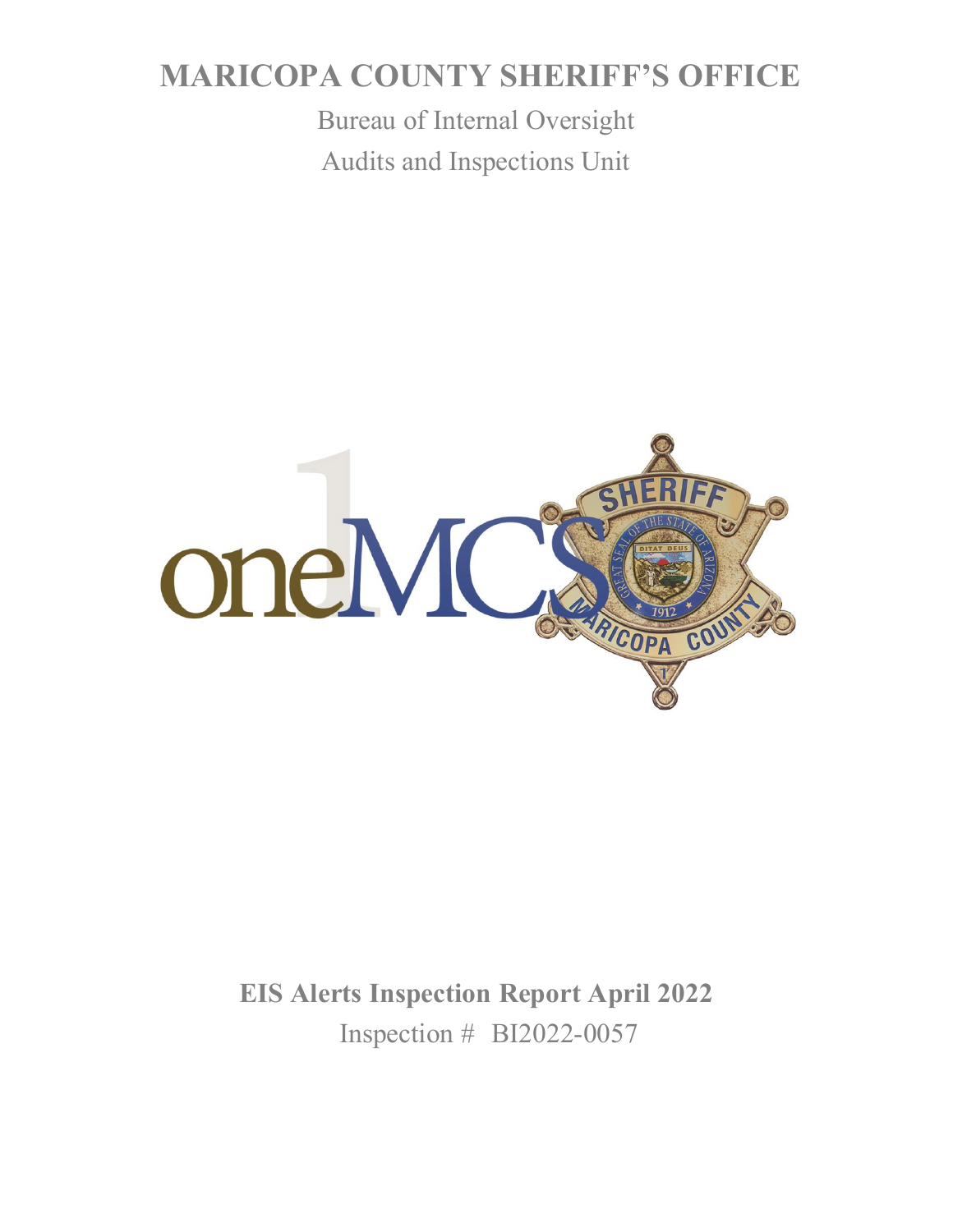# MARICOPA COUNTY SHERIFF'S OFFICE

Bureau of Internal Oversight

Audits and Inspections Unit

## EIS Alerts Inspection Report April 2022

Inspection # BI2022-0057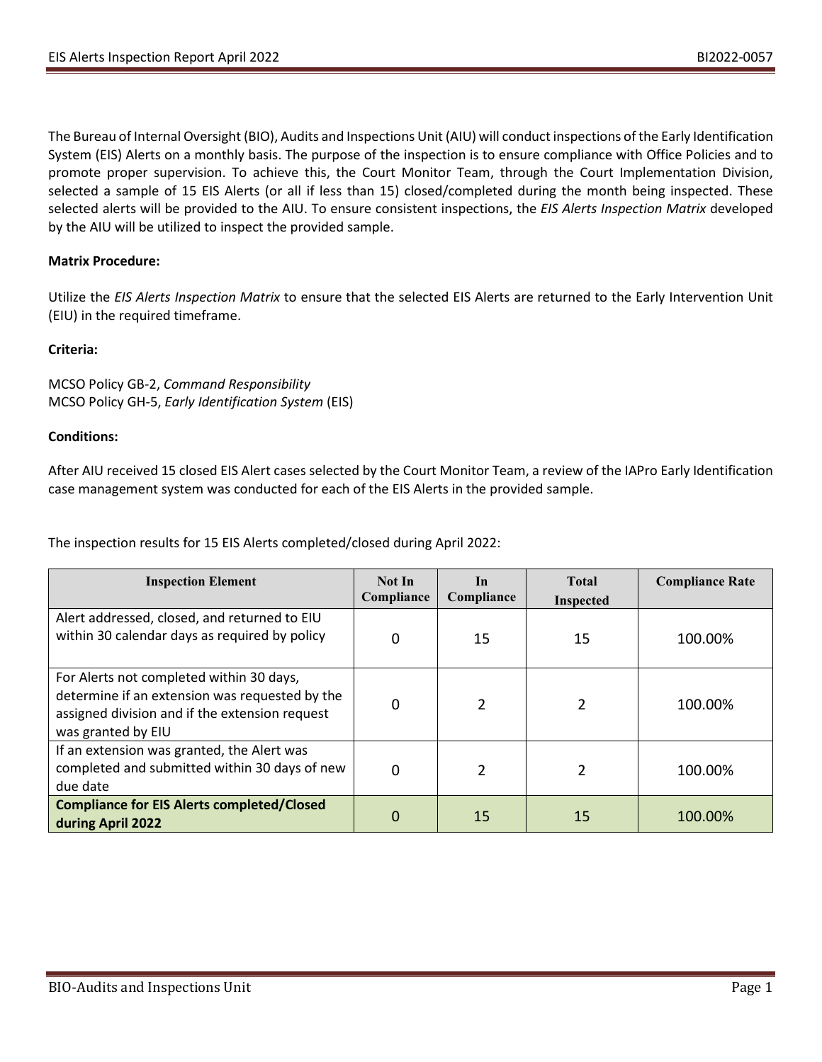The Bureau of Internal Oversight (BIO), Audits and Inspections Unit (AIU) will conduct inspections of the Early Identification System (EIS) Alerts on a monthly basis. The purpose of the inspection is to ensure compliance with Office Policies and to promote proper supervision. To achieve this, the Court Monitor Team, through the Court Implementation Division, selected a sample of 15 EIS Alerts (or all if less than 15) closed/completed during the month being inspected. These selected alerts will be provided to the AIU. To ensure consistent inspections, the *EIS Alerts Inspection Matrix* developed by the AIU will be utilized to inspect the provided sample.

**Matrix Procedure:**

Utilize the *EIS Alerts Inspection Matrix* to ensure that the selected EIS Alerts are returned to the Early Intervention Unit (EIU) in the required timeframe.

**Criteria:**

MCSO Policy GB-2, *Command Responsibility*
MCSO Policy GH-5, *Early Identification System* (EIS)

**Conditions:**

After AIU received 15 closed EIS Alert cases selected by the Court Monitor Team, a review of the IAPro Early Identification case management system was conducted for each of the EIS Alerts in the provided sample.

The inspection results for 15 EIS Alerts completed/closed during April 2022:

| Inspection Element | Not In Compliance | In Compliance | Total Inspected | Compliance Rate |
|---|---|---|---|---|
| Alert addressed, closed, and returned to EIU within 30 calendar days as required by policy | 0 | 15 | 15 | 100.00% |
| For Alerts not completed within 30 days, determine if an extension was requested by the assigned division and if the extension request was granted by EIU | 0 | 2 | 2 | 100.00% |
| If an extension was granted, the Alert was completed and submitted within 30 days of new due date | 0 | 2 | 2 | 100.00% |
| **Compliance for EIS Alerts completed/Closed during April 2022** | 0 | 15 | 15 | 100.00% |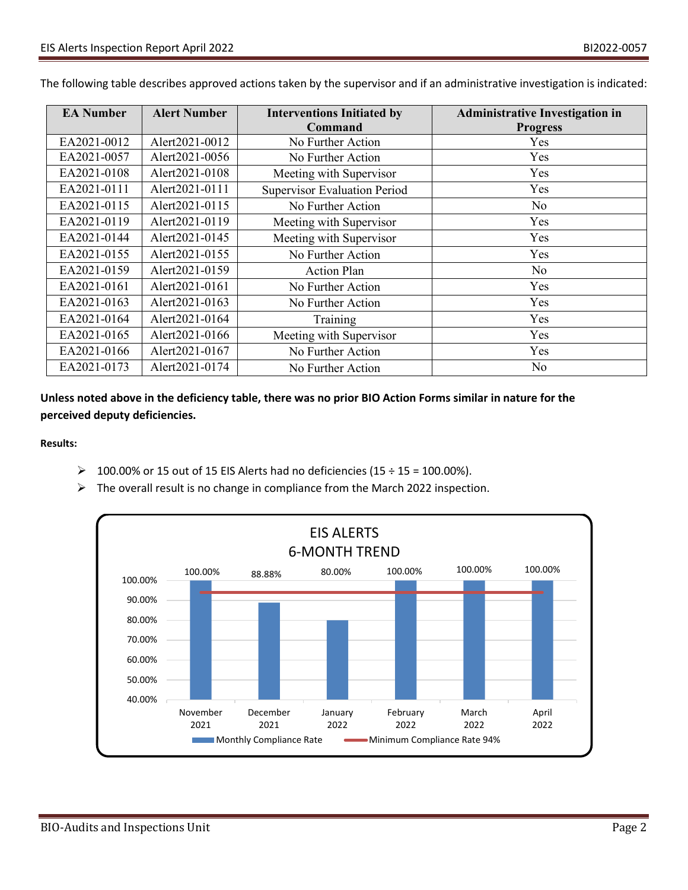The following table describes approved actions taken by the supervisor and if an administrative investigation is indicated:

| EA Number | Alert Number | Interventions Initiated by Command | Administrative Investigation in Progress |
|---|---|---|---|
| EA2021-0012 | Alert2021-0012 | No Further Action | Yes |
| EA2021-0057 | Alert2021-0056 | No Further Action | Yes |
| EA2021-0108 | Alert2021-0108 | Meeting with Supervisor | Yes |
| EA2021-0111 | Alert2021-0111 | Supervisor Evaluation Period | Yes |
| EA2021-0115 | Alert2021-0115 | No Further Action | No |
| EA2021-0119 | Alert2021-0119 | Meeting with Supervisor | Yes |
| EA2021-0144 | Alert2021-0145 | Meeting with Supervisor | Yes |
| EA2021-0155 | Alert2021-0155 | No Further Action | Yes |
| EA2021-0159 | Alert2021-0159 | Action Plan | No |
| EA2021-0161 | Alert2021-0161 | No Further Action | Yes |
| EA2021-0163 | Alert2021-0163 | No Further Action | Yes |
| EA2021-0164 | Alert2021-0164 | Training | Yes |
| EA2021-0165 | Alert2021-0166 | Meeting with Supervisor | Yes |
| EA2021-0166 | Alert2021-0167 | No Further Action | Yes |
| EA2021-0173 | Alert2021-0174 | No Further Action | No |

**Unless noted above in the deficiency table, there was no prior BIO Action Forms similar in nature for the perceived deputy deficiencies.**

**Results:**

- 100.00% or 15 out of 15 EIS Alerts had no deficiencies (15 ÷ 15 = 100.00%).
- The overall result is no change in compliance from the March 2022 inspection.

**EIS ALERTS 6-MONTH TREND**

| Month | Monthly Compliance Rate | Minimum Compliance Rate |
|---|---|---|
| November 2021 | 100.00% | 94% |
| December 2021 | 88.88% | 94% |
| January 2022 | 80.00% | 94% |
| February 2022 | 100.00% | 94% |
| March 2022 | 100.00% | 94% |
| April 2022 | 100.00% | 94% |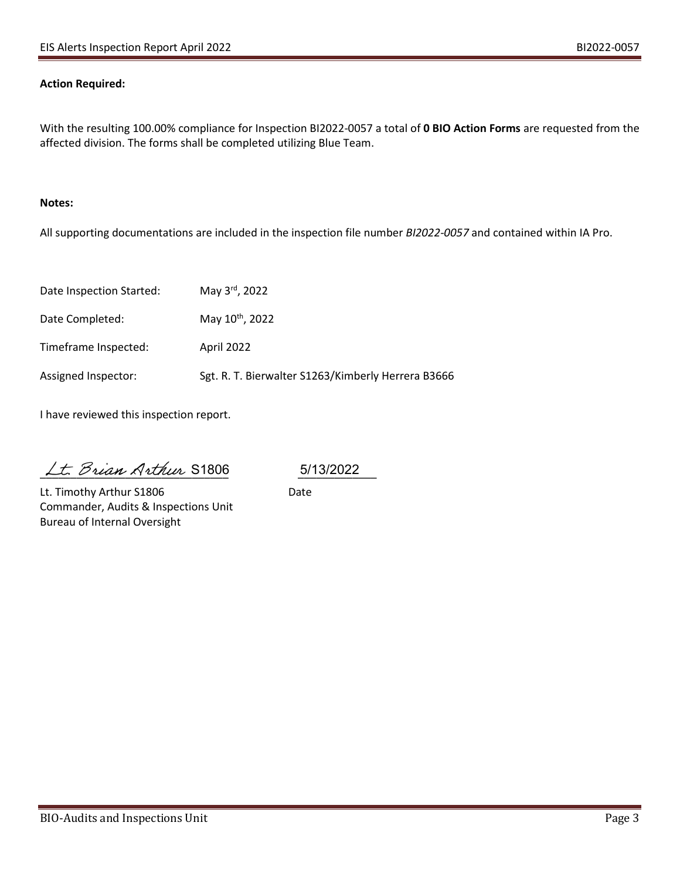**Action Required:**

With the resulting 100.00% compliance for Inspection BI2022-0057 a total of **0 BIO Action Forms** are requested from the affected division. The forms shall be completed utilizing Blue Team.

**Notes:**

All supporting documentations are included in the inspection file number *BI2022-0057* and contained within IA Pro.

| | |
|---|---|
| Date Inspection Started: | May 3rd, 2022 |
| Date Completed: | May 10th, 2022 |
| Timeframe Inspected: | April 2022 |
| Assigned Inspector: | Sgt. R. T. Bierwalter S1263/Kimberly Herrera B3666 |

I have reviewed this inspection report.

_Lt. Brian Arthur S1806_ 5/13/2022

Lt. Timothy Arthur S1806 Date
Commander, Audits & Inspections Unit
Bureau of Internal Oversight